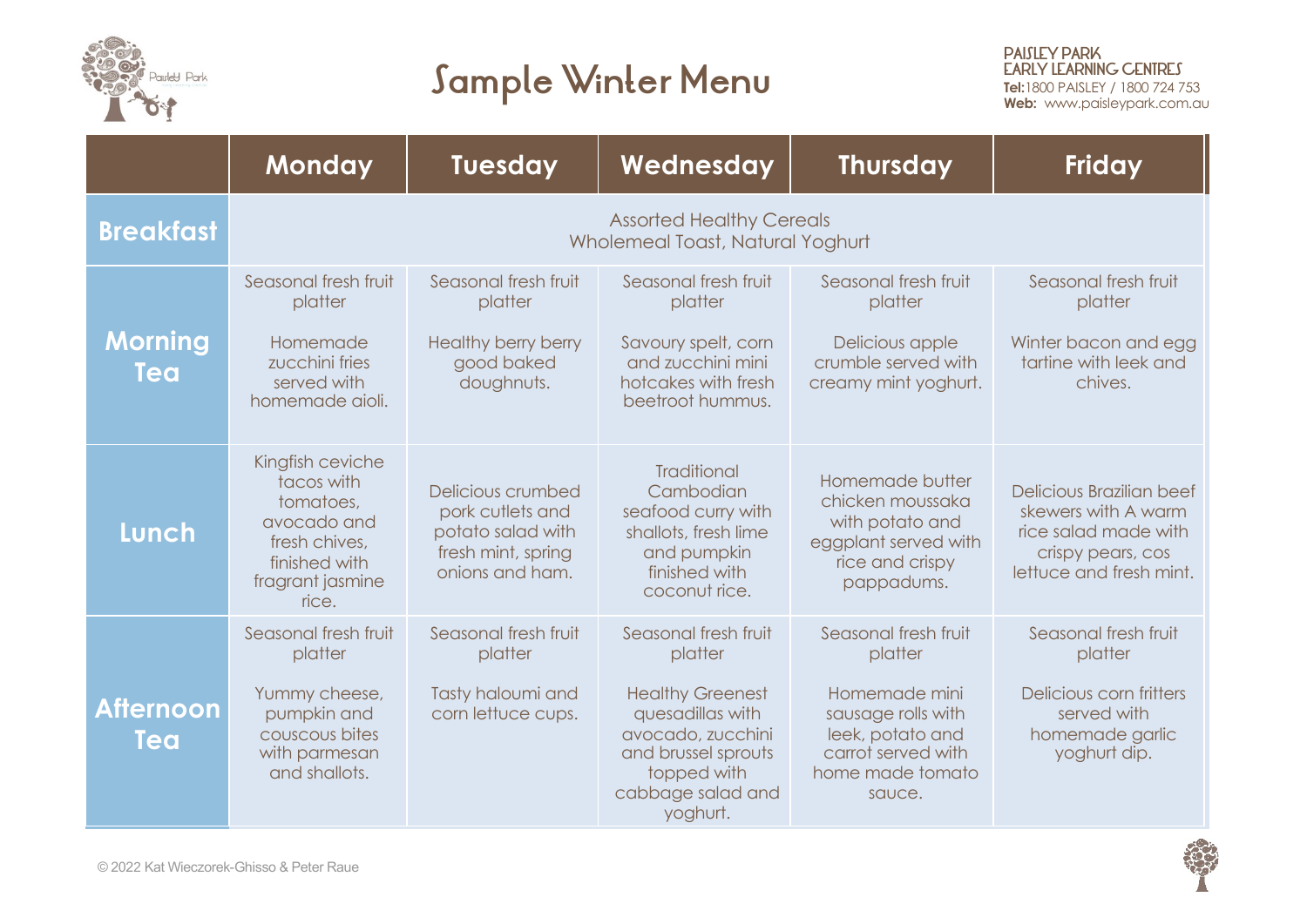# Sample Winter Menu

**PAISLEY PARK EARLY LEARNING CENTRES**
**Tel:** 1800 PAISLEY / 1800 724 753
**Web:** www.paisleypark.com.au

| | Monday | Tuesday | Wednesday | Thursday | Friday |
|---|---|---|---|---|---|
| **Breakfast** | Assorted Healthy Cereals<br>Wholemeal Toast, Natural Yoghurt | | | | |
| **Morning Tea** | Seasonal fresh fruit platter<br><br>Homemade zucchini fries served with homemade aioli. | Seasonal fresh fruit platter<br><br>Healthy berry berry good baked doughnuts. | Seasonal fresh fruit platter<br><br>Savoury spelt, corn and zucchini mini hotcakes with fresh beetroot hummus. | Seasonal fresh fruit platter<br><br>Delicious apple crumble served with creamy mint yoghurt. | Seasonal fresh fruit platter<br><br>Winter bacon and egg tartine with leek and chives. |
| **Lunch** | Kingfish ceviche tacos with tomatoes, avocado and fresh chives, finished with fragrant jasmine rice. | Delicious crumbed pork cutlets and potato salad with fresh mint, spring onions and ham. | Traditional Cambodian seafood curry with shallots, fresh lime and pumpkin finished with coconut rice. | Homemade butter chicken moussaka with potato and eggplant served with rice and crispy pappadums. | Delicious Brazilian beef skewers with A warm rice salad made with crispy pears, cos lettuce and fresh mint. |
| **Afternoon Tea** | Seasonal fresh fruit platter<br><br>Yummy cheese, pumpkin and couscous bites with parmesan and shallots. | Seasonal fresh fruit platter<br><br>Tasty haloumi and corn lettuce cups. | Seasonal fresh fruit platter<br><br>Healthy Greenest quesadillas with avocado, zucchini and brussel sprouts topped with cabbage salad and yoghurt. | Seasonal fresh fruit platter<br><br>Homemade mini sausage rolls with leek, potato and carrot served with home made tomato sauce. | Seasonal fresh fruit platter<br><br>Delicious corn fritters served with homemade garlic yoghurt dip. |

© 2022 Kat Wieczorek-Ghisso & Peter Raue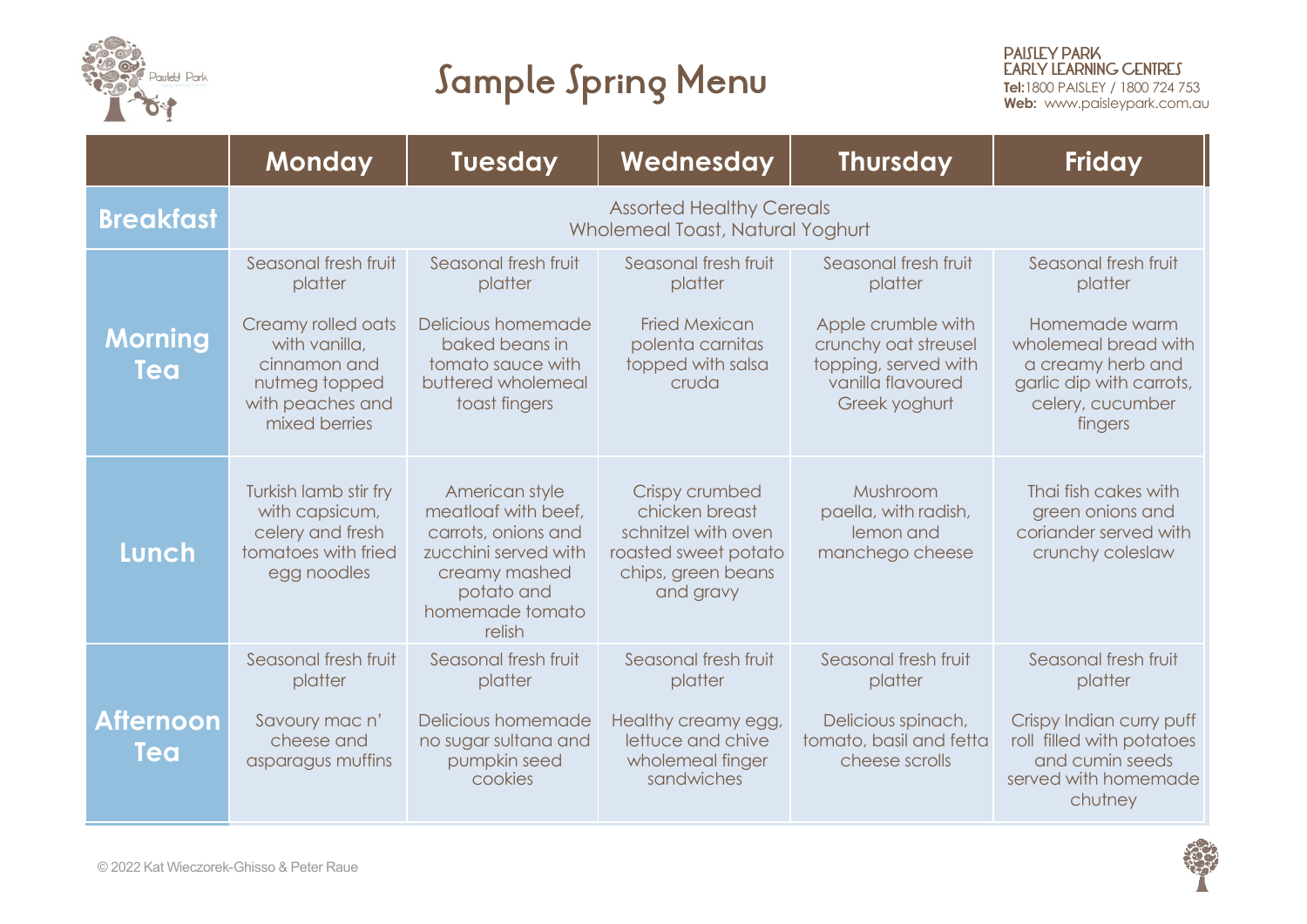# Sample Spring Menu

**PAISLEY PARK EARLY LEARNING CENTRES**
**Tel:** 1800 PAISLEY / 1800 724 753
**Web:** www.paisleypark.com.au

| | Monday | Tuesday | Wednesday | Thursday | Friday |
|---|---|---|---|---|---|
| **Breakfast** | Assorted Healthy Cereals<br>Wholemeal Toast, Natural Yoghurt | | | | |
| **Morning Tea** | Seasonal fresh fruit platter<br><br>Creamy rolled oats with vanilla, cinnamon and nutmeg topped with peaches and mixed berries | Seasonal fresh fruit platter<br><br>Delicious homemade baked beans in tomato sauce with buttered wholemeal toast fingers | Seasonal fresh fruit platter<br><br>Fried Mexican polenta carnitas topped with salsa cruda | Seasonal fresh fruit platter<br><br>Apple crumble with crunchy oat streusel topping, served with vanilla flavoured Greek yoghurt | Seasonal fresh fruit platter<br><br>Homemade warm wholemeal bread with a creamy herb and garlic dip with carrots, celery, cucumber fingers |
| **Lunch** | Turkish lamb stir fry with capsicum, celery and fresh tomatoes with fried egg noodles | American style meatloaf with beef, carrots, onions and zucchini served with creamy mashed potato and homemade tomato relish | Crispy crumbed chicken breast schnitzel with oven roasted sweet potato chips, green beans and gravy | Mushroom paella, with radish, lemon and manchego cheese | Thai fish cakes with green onions and coriander served with crunchy coleslaw |
| **Afternoon Tea** | Seasonal fresh fruit platter<br><br>Savoury mac n' cheese and asparagus muffins | Seasonal fresh fruit platter<br><br>Delicious homemade no sugar sultana and pumpkin seed cookies | Seasonal fresh fruit platter<br><br>Healthy creamy egg, lettuce and chive wholemeal finger sandwiches | Seasonal fresh fruit platter<br><br>Delicious spinach, tomato, basil and fetta cheese scrolls | Seasonal fresh fruit platter<br><br>Crispy Indian curry puff roll filled with potatoes and cumin seeds served with homemade chutney |

© 2022 Kat Wieczorek-Ghisso & Peter Raue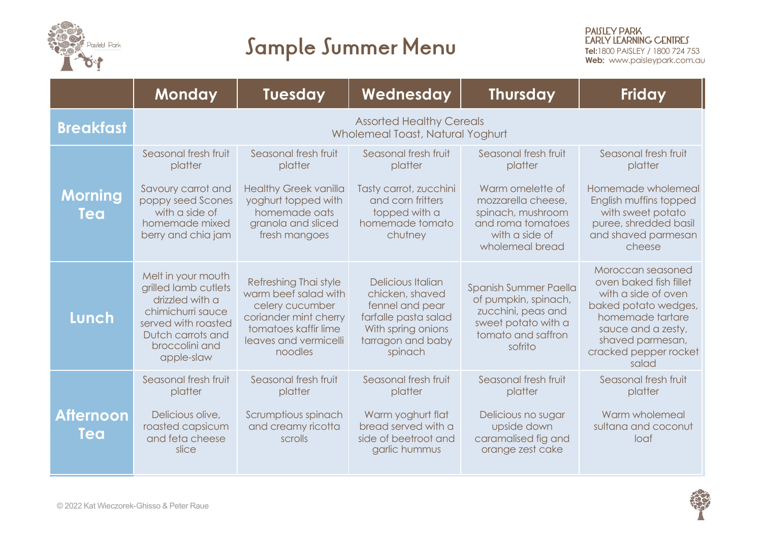# Sample Summer Menu

**PAISLEY PARK EARLY LEARNING CENTRES**
**Tel:** 1800 PAISLEY / 1800 724 753
**Web:** www.paisleypark.com.au

| | Monday | Tuesday | Wednesday | Thursday | Friday |
|---|---|---|---|---|---|
| **Breakfast** | Assorted Healthy Cereals<br>Wholemeal Toast, Natural Yoghurt | | | | |
| **Morning Tea** | Seasonal fresh fruit platter<br><br>Savoury carrot and poppy seed Scones with a side of homemade mixed berry and chia jam | Seasonal fresh fruit platter<br><br>Healthy Greek vanilla yoghurt topped with homemade oats granola and sliced fresh mangoes | Seasonal fresh fruit platter<br><br>Tasty carrot, zucchini and corn fritters topped with a homemade tomato chutney | Seasonal fresh fruit platter<br><br>Warm omelette of mozzarella cheese, spinach, mushroom and roma tomatoes with a side of wholemeal bread | Seasonal fresh fruit platter<br><br>Homemade wholemeal English muffins topped with sweet potato puree, shredded basil and shaved parmesan cheese |
| **Lunch** | Melt in your mouth grilled lamb cutlets drizzled with a chimichurri sauce served with roasted Dutch carrots and broccolini and apple-slaw | Refreshing Thai style warm beef salad with celery cucumber coriander mint cherry tomatoes kaffir lime leaves and vermicelli noodles | Delicious Italian chicken, shaved fennel and pear farfalle pasta salad With spring onions tarragon and baby spinach | Spanish Summer Paella of pumpkin, spinach, zucchini, peas and sweet potato with a tomato and saffron sofrito | Moroccan seasoned oven baked fish fillet with a side of oven baked potato wedges, homemade tartare sauce and a zesty, shaved parmesan, cracked pepper rocket salad |
| **Afternoon Tea** | Seasonal fresh fruit platter<br><br>Delicious olive, roasted capsicum and feta cheese slice | Seasonal fresh fruit platter<br><br>Scrumptious spinach and creamy ricotta scrolls | Seasonal fresh fruit platter<br><br>Warm yoghurt flat bread served with a side of beetroot and garlic hummus | Seasonal fresh fruit platter<br><br>Delicious no sugar upside down caramalised fig and orange zest cake | Seasonal fresh fruit platter<br><br>Warm wholemeal sultana and coconut loaf |

© 2022 Kat Wieczorek-Ghisso & Peter Raue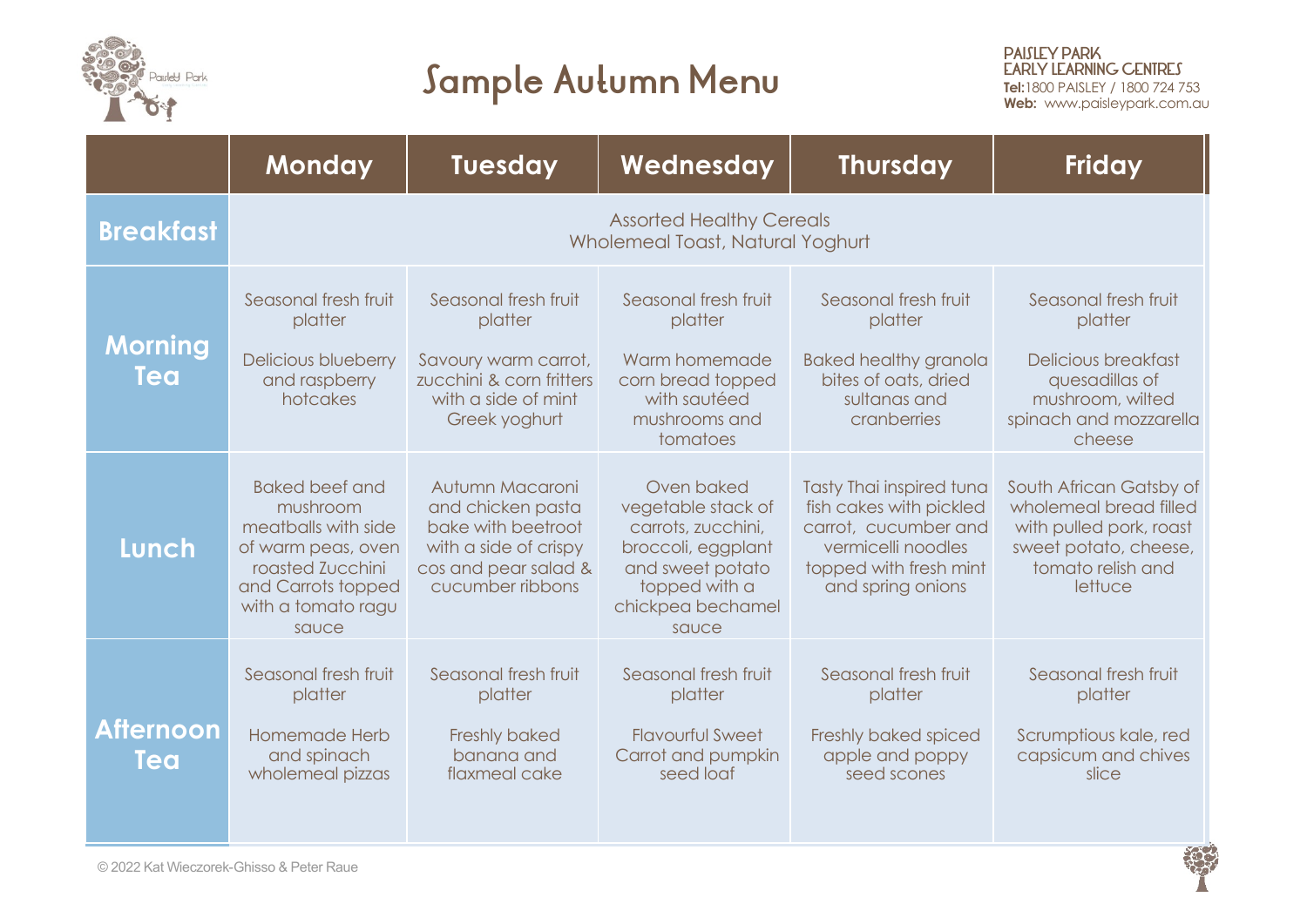# Sample Autumn Menu

**PAISLEY PARK EARLY LEARNING CENTRES**
**Tel:** 1800 PAISLEY / 1800 724 753
**Web:** www.paisleypark.com.au

| | Monday | Tuesday | Wednesday | Thursday | Friday |
|---|---|---|---|---|---|
| **Breakfast** | Assorted Healthy Cereals<br>Wholemeal Toast, Natural Yoghurt | | | | |
| **Morning Tea** | Seasonal fresh fruit platter<br><br>Delicious blueberry and raspberry hotcakes | Seasonal fresh fruit platter<br><br>Savoury warm carrot, zucchini & corn fritters with a side of mint Greek yoghurt | Seasonal fresh fruit platter<br><br>Warm homemade corn bread topped with sautéed mushrooms and tomatoes | Seasonal fresh fruit platter<br><br>Baked healthy granola bites of oats, dried sultanas and cranberries | Seasonal fresh fruit platter<br><br>Delicious breakfast quesadillas of mushroom, wilted spinach and mozzarella cheese |
| **Lunch** | Baked beef and mushroom meatballs with side of warm peas, oven roasted Zucchini and Carrots topped with a tomato ragu sauce | Autumn Macaroni and chicken pasta bake with beetroot with a side of crispy cos and pear salad & cucumber ribbons | Oven baked vegetable stack of carrots, zucchini, broccoli, eggplant and sweet potato topped with a chickpea bechamel sauce | Tasty Thai inspired tuna fish cakes with pickled carrot, cucumber and vermicelli noodles topped with fresh mint and spring onions | South African Gatsby of wholemeal bread filled with pulled pork, roast sweet potato, cheese, tomato relish and lettuce |
| **Afternoon Tea** | Seasonal fresh fruit platter<br><br>Homemade Herb and spinach wholemeal pizzas | Seasonal fresh fruit platter<br><br>Freshly baked banana and flaxmeal cake | Seasonal fresh fruit platter<br><br>Flavourful Sweet Carrot and pumpkin seed loaf | Seasonal fresh fruit platter<br><br>Freshly baked spiced apple and poppy seed scones | Seasonal fresh fruit platter<br><br>Scrumptious kale, red capsicum and chives slice |

© 2022 Kat Wieczorek-Ghisso & Peter Raue